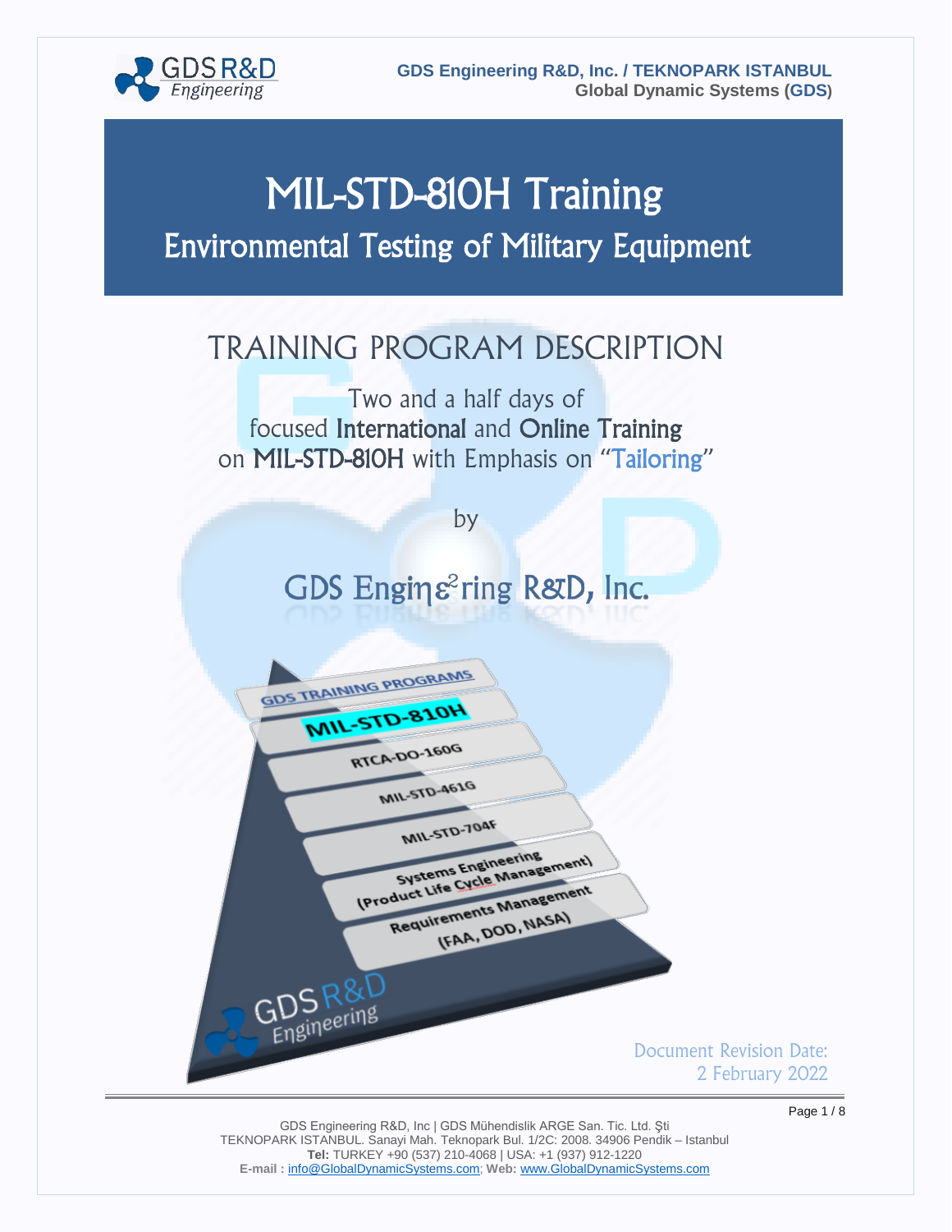# MIL-STD-810H Training

## Environmental Testing of Military Equipment

## TRAINING PROGRAM DESCRIPTION

Two and a half days of
focused **International** and **Online Training**
on **MIL-STD-810H** with Emphasis on "Tailoring"

by

GDS Engineering R&D, Inc.

GDS TRAINING PROGRAMS

- MIL-STD-810H
- RTCA-DO-160G
- MIL-STD-461G
- MIL-STD-704F
- Systems Engineering (Product Life Cycle Management)
- Requirements Management (FAA, DOD, NASA)

Document Revision Date:
2 February 2022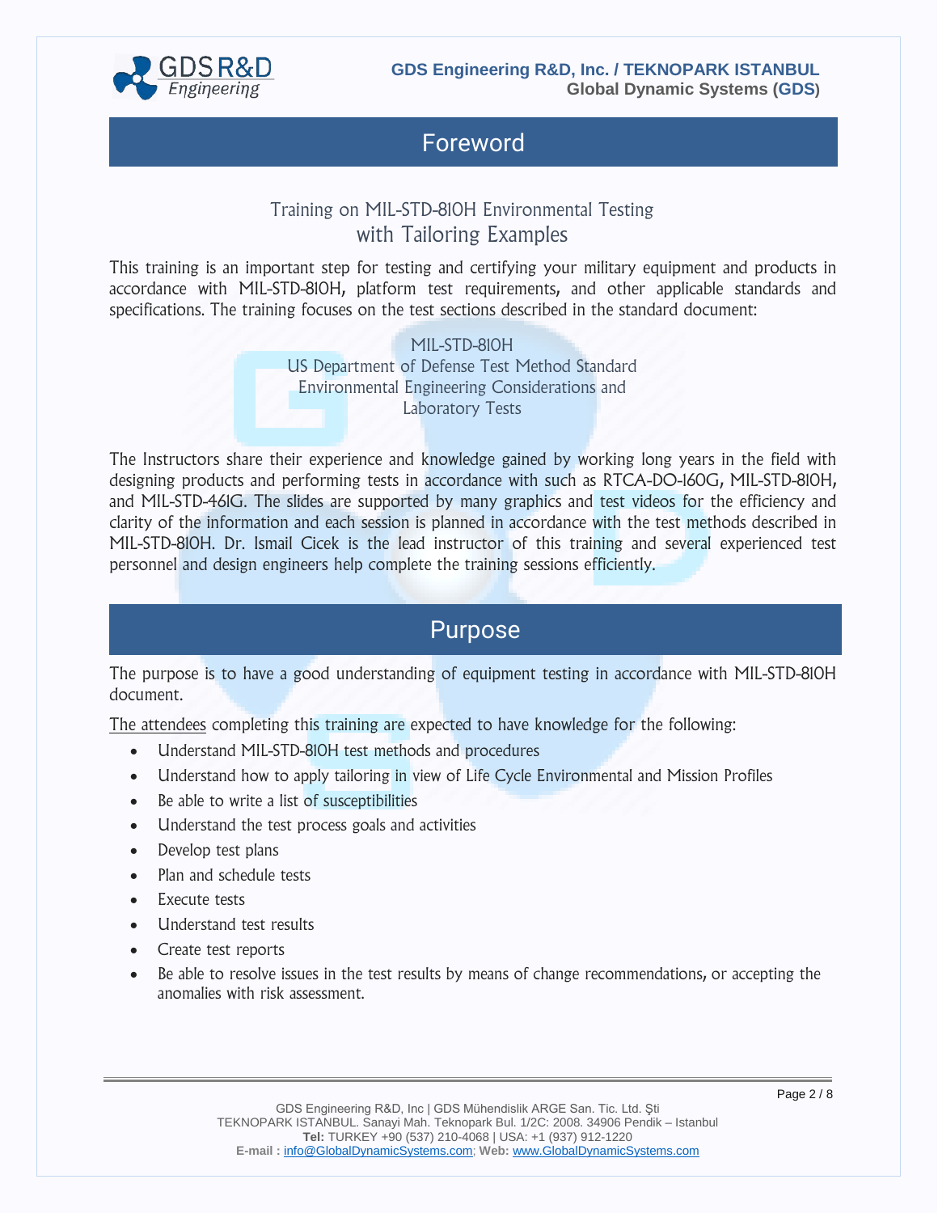# Foreword

Training on MIL-STD-810H Environmental Testing
with Tailoring Examples

This training is an important step for testing and certifying your military equipment and products in accordance with MIL-STD-810H, platform test requirements, and other applicable standards and specifications. The training focuses on the test sections described in the standard document:

MIL-STD-810H
US Department of Defense Test Method Standard
Environmental Engineering Considerations and
Laboratory Tests

The Instructors share their experience and knowledge gained by working long years in the field with designing products and performing tests in accordance with such as RTCA-DO-160G, MIL-STD-810H, and MIL-STD-461G. The slides are supported by many graphics and test videos for the efficiency and clarity of the information and each session is planned in accordance with the test methods described in MIL-STD-810H. Dr. Ismail Cicek is the lead instructor of this training and several experienced test personnel and design engineers help complete the training sessions efficiently.

# Purpose

The purpose is to have a good understanding of equipment testing in accordance with MIL-STD-810H document.

The attendees completing this training are expected to have knowledge for the following:

- Understand MIL-STD-810H test methods and procedures
- Understand how to apply tailoring in view of Life Cycle Environmental and Mission Profiles
- Be able to write a list of susceptibilities
- Understand the test process goals and activities
- Develop test plans
- Plan and schedule tests
- Execute tests
- Understand test results
- Create test reports
- Be able to resolve issues in the test results by means of change recommendations, or accepting the anomalies with risk assessment.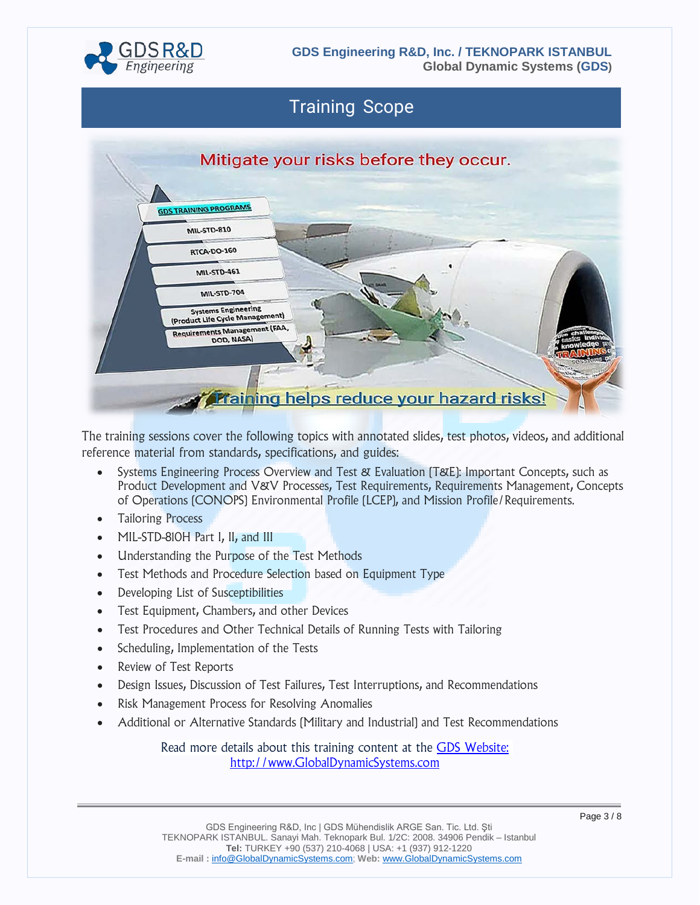## Training Scope

The training sessions cover the following topics with annotated slides, test photos, videos, and additional reference material from standards, specifications, and guides:

- Systems Engineering Process Overview and Test & Evaluation (T&E): Important Concepts, such as Product Development and V&V Processes, Test Requirements, Requirements Management, Concepts of Operations (CONOPS) Environmental Profile (LCEP), and Mission Profile/Requirements.
- Tailoring Process
- MIL-STD-810H Part I, II, and III
- Understanding the Purpose of the Test Methods
- Test Methods and Procedure Selection based on Equipment Type
- Developing List of Susceptibilities
- Test Equipment, Chambers, and other Devices
- Test Procedures and Other Technical Details of Running Tests with Tailoring
- Scheduling, Implementation of the Tests
- Review of Test Reports
- Design Issues, Discussion of Test Failures, Test Interruptions, and Recommendations
- Risk Management Process for Resolving Anomalies
- Additional or Alternative Standards (Military and Industrial) and Test Recommendations

Read more details about this training content at the [GDS Website:](http://www.GlobalDynamicSystems.com) [http://www.GlobalDynamicSystems.com](http://www.GlobalDynamicSystems.com)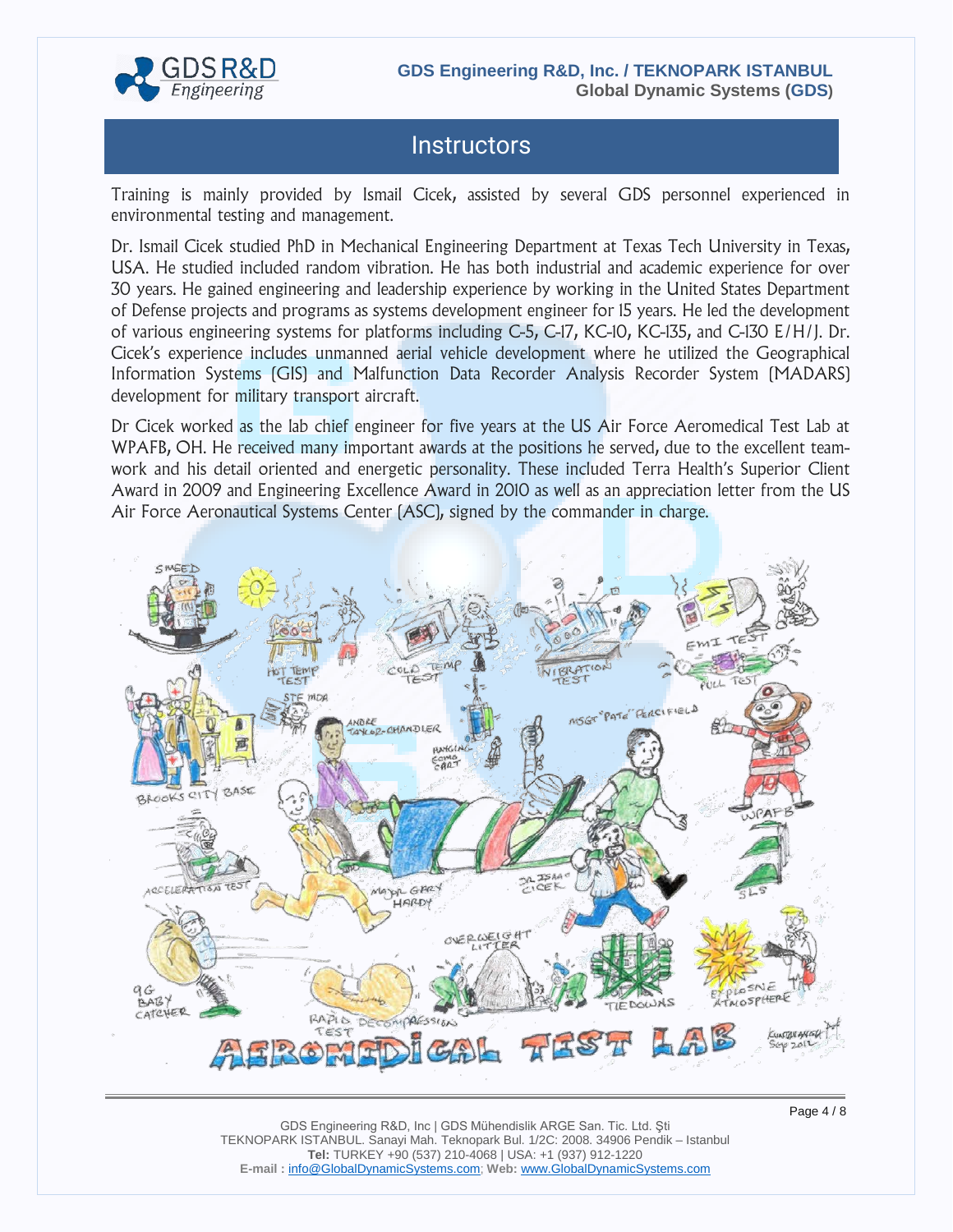# Instructors

Training is mainly provided by Ismail Cicek, assisted by several GDS personnel experienced in environmental testing and management.

Dr. Ismail Cicek studied PhD in Mechanical Engineering Department at Texas Tech University in Texas, USA. He studied included random vibration. He has both industrial and academic experience for over 30 years. He gained engineering and leadership experience by working in the United States Department of Defense projects and programs as systems development engineer for 15 years. He led the development of various engineering systems for platforms including C-5, C-17, KC-10, KC-135, and C-130 E/H/J. Dr. Cicek's experience includes unmanned aerial vehicle development where he utilized the Geographical Information Systems (GIS) and Malfunction Data Recorder Analysis Recorder System (MADARS) development for military transport aircraft.

Dr Cicek worked as the lab chief engineer for five years at the US Air Force Aeromedical Test Lab at WPAFB, OH. He received many important awards at the positions he served, due to the excellent team-work and his detail oriented and energetic personality. These included Terra Health's Superior Client Award in 2009 and Engineering Excellence Award in 2010 as well as an appreciation letter from the US Air Force Aeronautical Systems Center (ASC), signed by the commander in charge.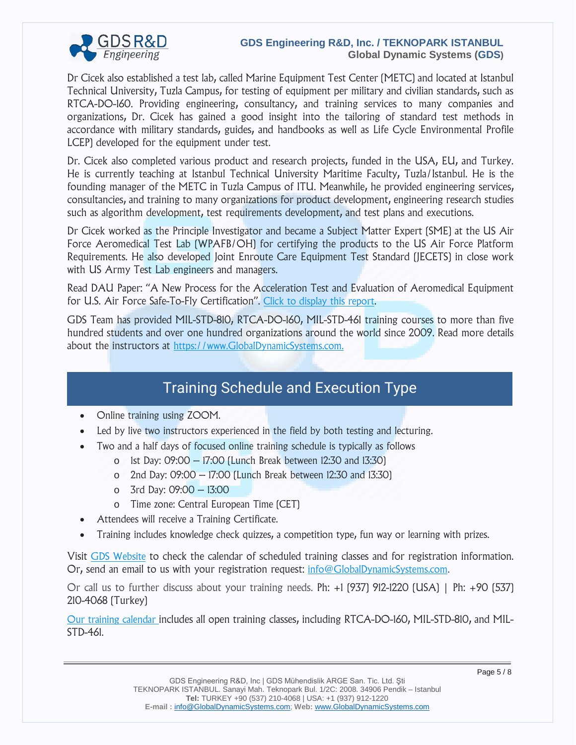Dr Cicek also established a test lab, called Marine Equipment Test Center (METC) and located at Istanbul Technical University, Tuzla Campus, for testing of equipment per military and civilian standards, such as RTCA-DO-160. Providing engineering, consultancy, and training services to many companies and organizations, Dr. Cicek has gained a good insight into the tailoring of standard test methods in accordance with military standards, guides, and handbooks as well as Life Cycle Environmental Profile LCEP) developed for the equipment under test.

Dr. Cicek also completed various product and research projects, funded in the USA, EU, and Turkey. He is currently teaching at Istanbul Technical University Maritime Faculty, Tuzla/Istanbul. He is the founding manager of the METC in Tuzla Campus of ITU. Meanwhile, he provided engineering services, consultancies, and training to many organizations for product development, engineering research studies such as algorithm development, test requirements development, and test plans and executions.

Dr Cicek worked as the Principle Investigator and became a Subject Matter Expert (SME) at the US Air Force Aeromedical Test Lab (WPAFB/OH) for certifying the products to the US Air Force Platform Requirements. He also developed Joint Enroute Care Equipment Test Standard (JECETS) in close work with US Army Test Lab engineers and managers.

Read DAU Paper: "A New Process for the Acceleration Test and Evaluation of Aeromedical Equipment for U.S. Air Force Safe-To-Fly Certification". Click to display this report.

GDS Team has provided MIL-STD-810, RTCA-DO-160, MIL-STD-461 training courses to more than five hundred students and over one hundred organizations around the world since 2009. Read more details about the instructors at https://www.GlobalDynamicSystems.com.

## Training Schedule and Execution Type

- Online training using ZOOM.
- Led by live two instructors experienced in the field by both testing and lecturing.
- Two and a half days of focused online training schedule is typically as follows
  - 1st Day: 09:00 – 17:00 (Lunch Break between 12:30 and 13:30)
  - 2nd Day: 09:00 – 17:00 (Lunch Break between 12:30 and 13:30)
  - 3rd Day: 09:00 – 13:00
  - Time zone: Central European Time (CET)
- Attendees will receive a Training Certificate.
- Training includes knowledge check quizzes, a competition type, fun way or learning with prizes.

Visit GDS Website to check the calendar of scheduled training classes and for registration information. Or, send an email to us with your registration request: info@GlobalDynamicSystems.com.

Or call us to further discuss about your training needs. Ph: +1 (937) 912-1220 (USA) | Ph: +90 (537) 210-4068 (Turkey)

Our training calendar includes all open training classes, including RTCA-DO-160, MIL-STD-810, and MIL-STD-461.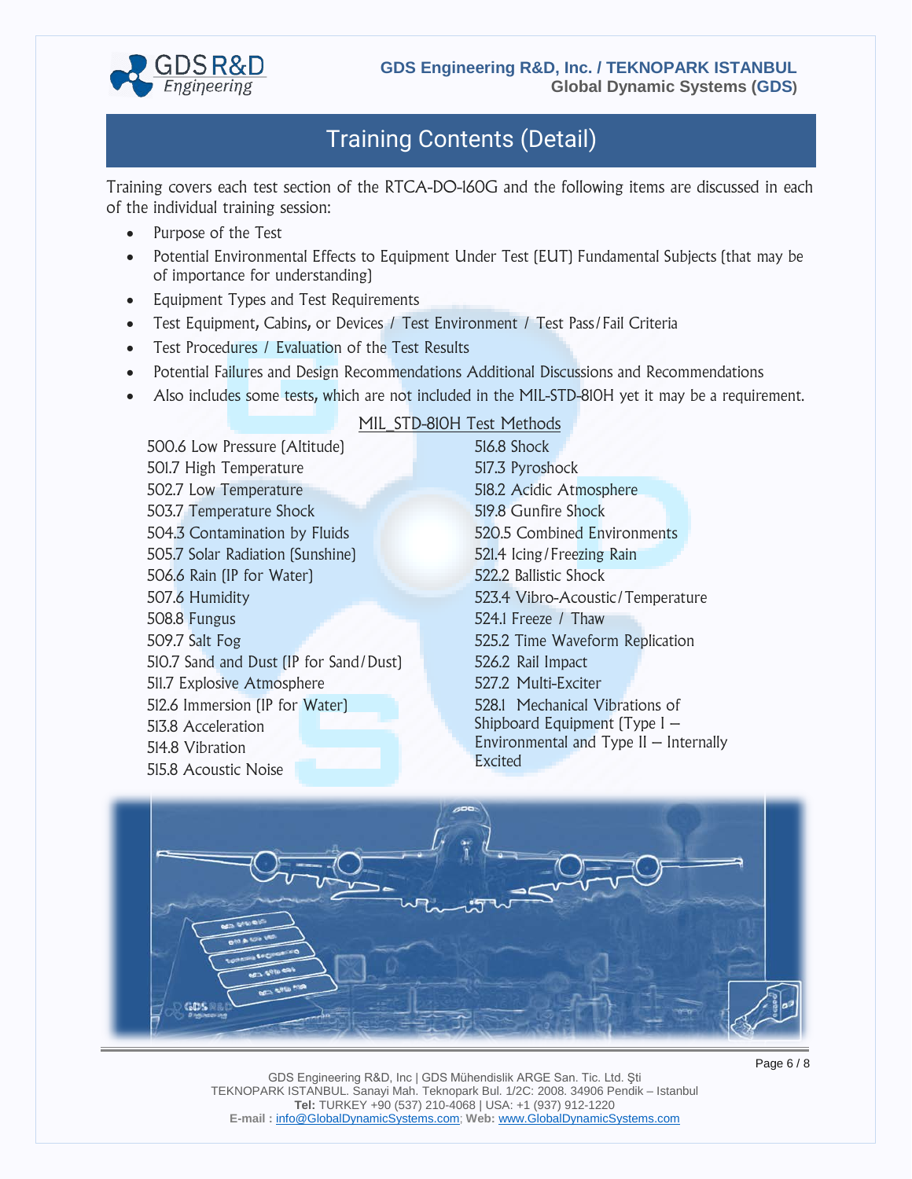# Training Contents (Detail)

Training covers each test section of the RTCA-DO-160G and the following items are discussed in each of the individual training session:

- Purpose of the Test
- Potential Environmental Effects to Equipment Under Test (EUT) Fundamental Subjects (that may be of importance for understanding)
- Equipment Types and Test Requirements
- Test Equipment, Cabins, or Devices / Test Environment / Test Pass/Fail Criteria
- Test Procedures / Evaluation of the Test Results
- Potential Failures and Design Recommendations Additional Discussions and Recommendations
- Also includes some tests, which are not included in the MIL-STD-810H yet it may be a requirement.

## MIL_STD-810H Test Methods

500.6 Low Pressure (Altitude)
501.7 High Temperature
502.7 Low Temperature
503.7 Temperature Shock
504.3 Contamination by Fluids
505.7 Solar Radiation (Sunshine)
506.6 Rain (IP for Water)
507.6 Humidity
508.8 Fungus
509.7 Salt Fog
510.7 Sand and Dust (IP for Sand/Dust)
511.7 Explosive Atmosphere
512.6 Immersion (IP for Water)
513.8 Acceleration
514.8 Vibration
515.8 Acoustic Noise
516.8 Shock
517.3 Pyroshock
518.2 Acidic Atmosphere
519.8 Gunfire Shock
520.5 Combined Environments
521.4 Icing/Freezing Rain
522.2 Ballistic Shock
523.4 Vibro-Acoustic/Temperature
524.1 Freeze / Thaw
525.2 Time Waveform Replication
526.2 Rail Impact
527.2 Multi-Exciter
528.1 Mechanical Vibrations of Shipboard Equipment (Type I – Environmental and Type II – Internally Excited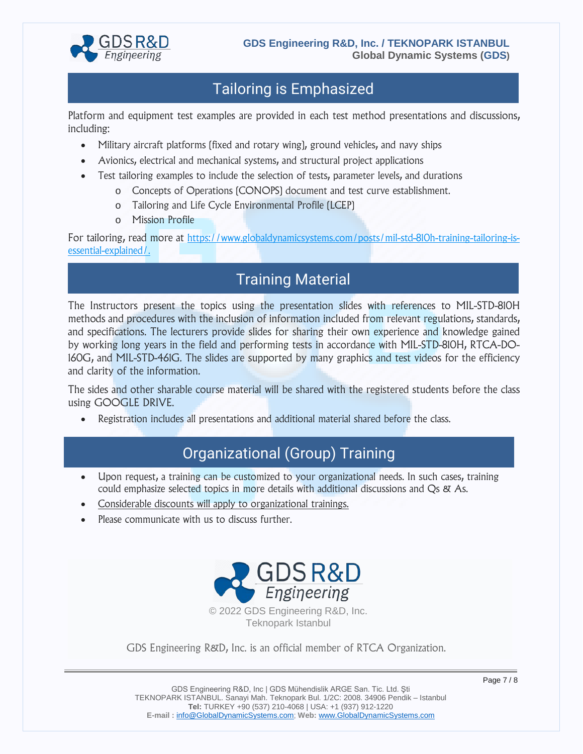## Tailoring is Emphasized

Platform and equipment test examples are provided in each test method presentations and discussions, including:

- Military aircraft platforms (fixed and rotary wing), ground vehicles, and navy ships
- Avionics, electrical and mechanical systems, and structural project applications
- Test tailoring examples to include the selection of tests, parameter levels, and durations
  - Concepts of Operations (CONOPS) document and test curve establishment.
  - Tailoring and Life Cycle Environmental Profile (LCEP)
  - Mission Profile

For tailoring, read more at [https://www.globaldynamicsystems.com/posts/mil-std-810h-training-tailoring-is-essential-explained/](https://www.globaldynamicsystems.com/posts/mil-std-810h-training-tailoring-is-essential-explained/).

## Training Material

The Instructors present the topics using the presentation slides with references to MIL-STD-810H methods and procedures with the inclusion of information included from relevant regulations, standards, and specifications. The lecturers provide slides for sharing their own experience and knowledge gained by working long years in the field and performing tests in accordance with MIL-STD-810H, RTCA-DO-160G, and MIL-STD-461G. The slides are supported by many graphics and test videos for the efficiency and clarity of the information.

The sides and other sharable course material will be shared with the registered students before the class using GOOGLE DRIVE.

- Registration includes all presentations and additional material shared before the class.

## Organizational (Group) Training

- Upon request, a training can be customized to your organizational needs. In such cases, training could emphasize selected topics in more details with additional discussions and Qs & As.
- Considerable discounts will apply to organizational trainings.
- Please communicate with us to discuss further.

GDS R&D Engineering

© 2022 GDS Engineering R&D, Inc.
Teknopark Istanbul

GDS Engineering R&D, Inc. is an official member of RTCA Organization.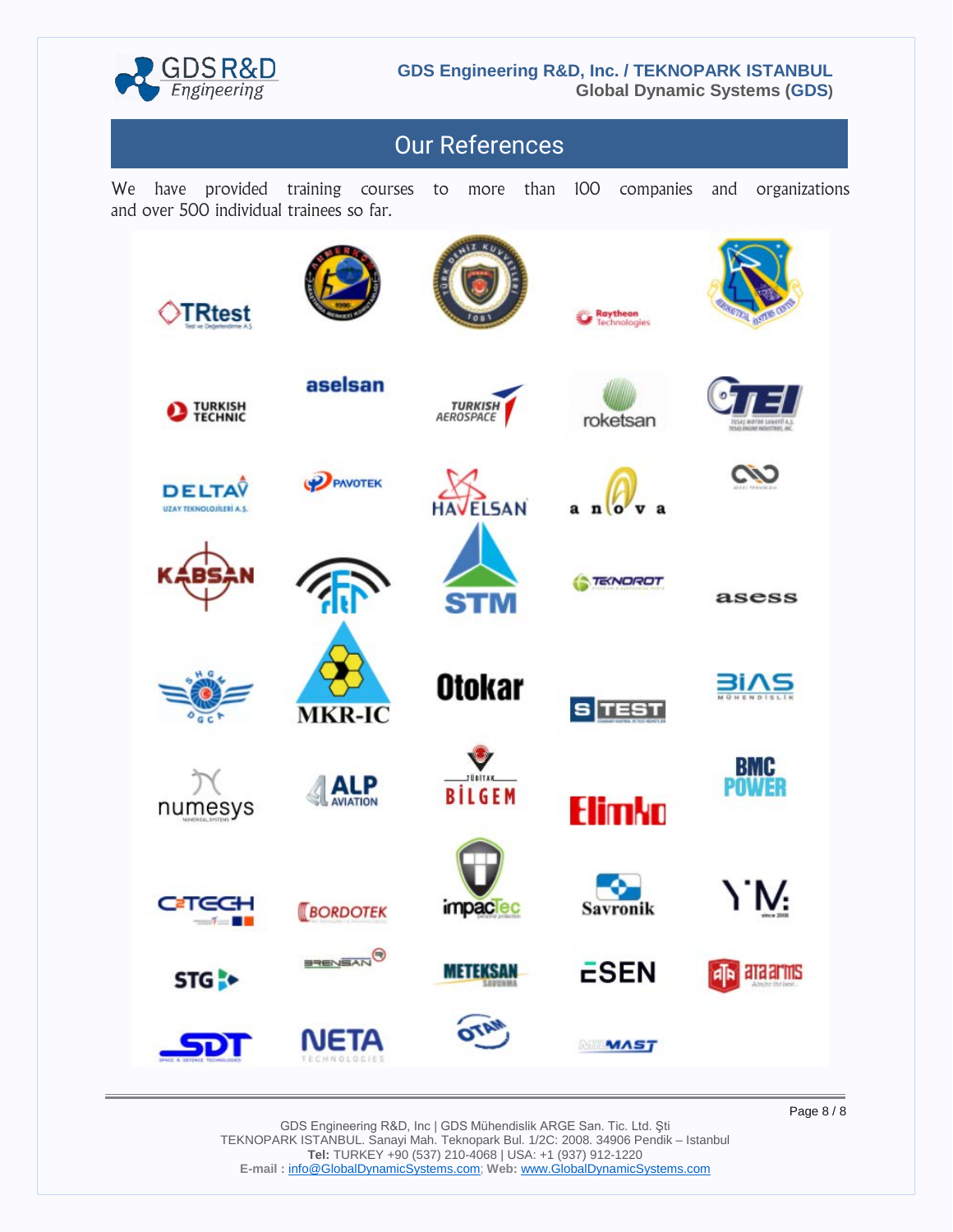## Our References

We have provided training courses to more than 100 companies and organizations and over 500 individual trainees so far.